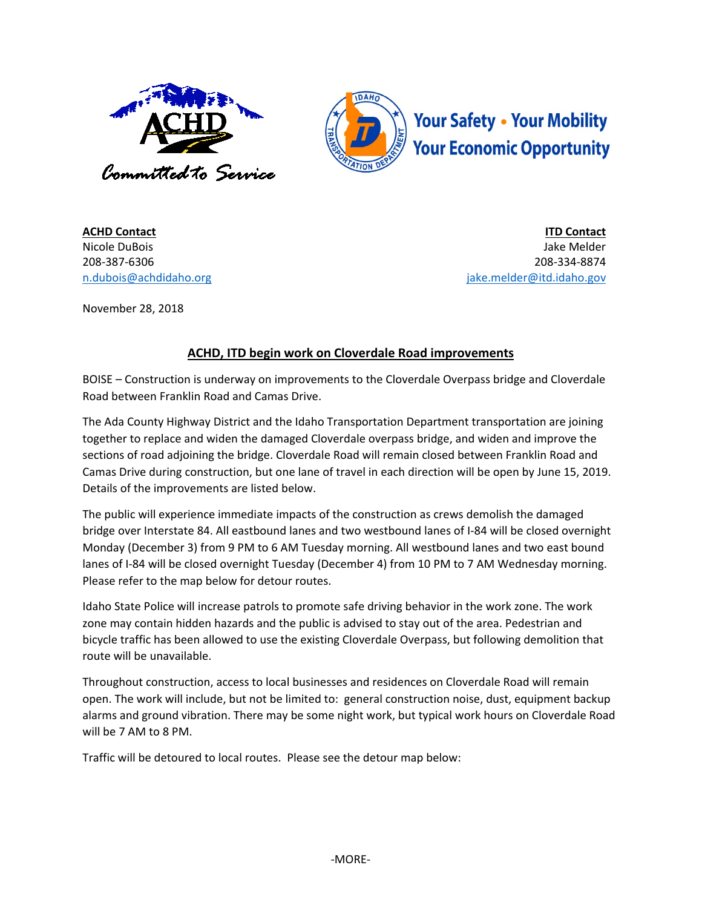ACHD

*Committed to Service*

Your Safety • Your Mobility
Your Economic Opportunity

**ACHD Contact**
Nicole DuBois
208-387-6306
n.dubois@achdidaho.org

**ITD Contact**
Jake Melder
208-334-8874
jake.melder@itd.idaho.gov

November 28, 2018

## ACHD, ITD begin work on Cloverdale Road improvements

BOISE – Construction is underway on improvements to the Cloverdale Overpass bridge and Cloverdale Road between Franklin Road and Camas Drive.

The Ada County Highway District and the Idaho Transportation Department transportation are joining together to replace and widen the damaged Cloverdale overpass bridge, and widen and improve the sections of road adjoining the bridge. Cloverdale Road will remain closed between Franklin Road and Camas Drive during construction, but one lane of travel in each direction will be open by June 15, 2019. Details of the improvements are listed below.

The public will experience immediate impacts of the construction as crews demolish the damaged bridge over Interstate 84. All eastbound lanes and two westbound lanes of I-84 will be closed overnight Monday (December 3) from 9 PM to 6 AM Tuesday morning. All westbound lanes and two east bound lanes of I-84 will be closed overnight Tuesday (December 4) from 10 PM to 7 AM Wednesday morning. Please refer to the map below for detour routes.

Idaho State Police will increase patrols to promote safe driving behavior in the work zone. The work zone may contain hidden hazards and the public is advised to stay out of the area. Pedestrian and bicycle traffic has been allowed to use the existing Cloverdale Overpass, but following demolition that route will be unavailable.

Throughout construction, access to local businesses and residences on Cloverdale Road will remain open. The work will include, but not be limited to: general construction noise, dust, equipment backup alarms and ground vibration. There may be some night work, but typical work hours on Cloverdale Road will be 7 AM to 8 PM.

Traffic will be detoured to local routes. Please see the detour map below:

-MORE-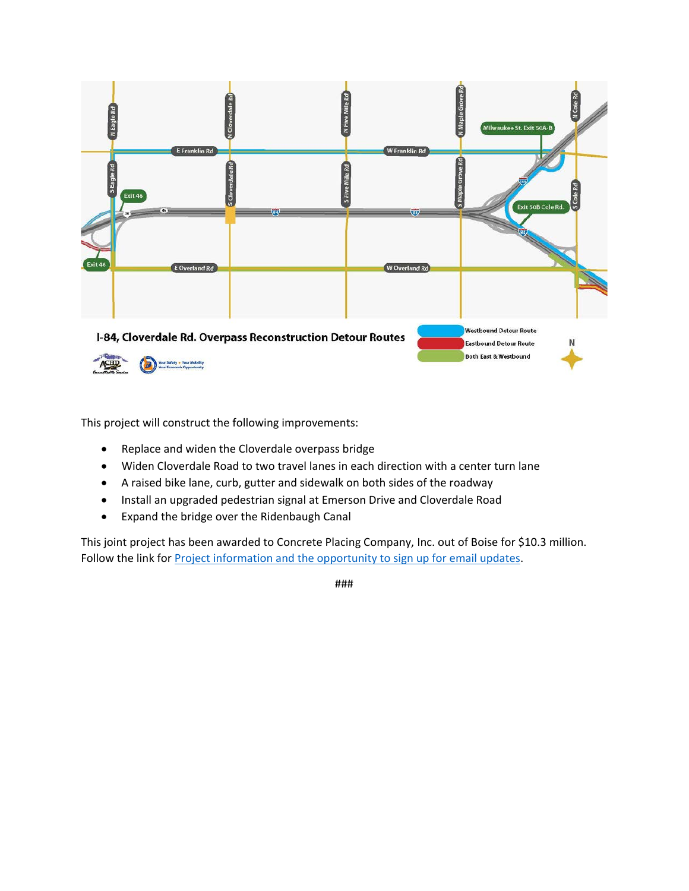I-84, Cloverdale Rd. Overpass Reconstruction Detour Routes

Westbound Detour Route

Eastbound Detour Route

Both East & Westbound

N Eagle Rd
N Cloverdale Rd
N Five Mile Rd
N Maple Grove Rd
N Cole Rd
Milwaukee St. Exit 50A-B
E Franklin Rd
W Franklin Rd
S Eagle Rd
S Cloverdale Rd
S Five Mile Rd
S Maple Grove Rd
S Cole Rd
Exit 46
Exit 50B Cole Rd.
Exit 46
E Overland Rd
W Overland Rd

This project will construct the following improvements:

- Replace and widen the Cloverdale overpass bridge
- Widen Cloverdale Road to two travel lanes in each direction with a center turn lane
- A raised bike lane, curb, gutter and sidewalk on both sides of the roadway
- Install an upgraded pedestrian signal at Emerson Drive and Cloverdale Road
- Expand the bridge over the Ridenbaugh Canal

This joint project has been awarded to Concrete Placing Company, Inc. out of Boise for $10.3 million. Follow the link for Project information and the opportunity to sign up for email updates.

###